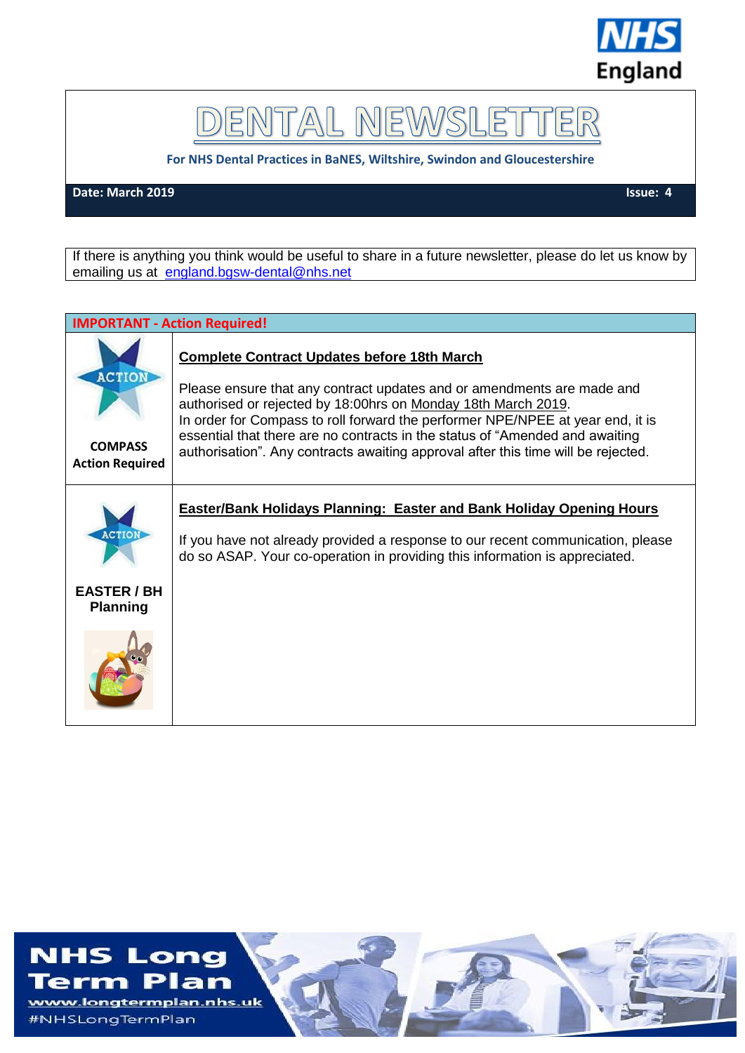NHS England

# DENTAL NEWSLETTER

**For NHS Dental Practices in BaNES, Wiltshire, Swindon and Gloucestershire**

**Date: March 2019** | **Issue: 4**

If there is anything you think would be useful to share in a future newsletter, please do let us know by emailing us at england.bgsw-dental@nhs.net

## IMPORTANT - Action Required!

| | |
|---|---|
| ACTION **COMPASS Action Required** | **Complete Contract Updates before 18th March** Please ensure that any contract updates and or amendments are made and authorised or rejected by 18:00hrs on Monday 18th March 2019. In order for Compass to roll forward the performer NPE/NPEE at year end, it is essential that there are no contracts in the status of "Amended and awaiting authorisation". Any contracts awaiting approval after this time will be rejected. |
| ACTION **EASTER / BH Planning** | **Easter/Bank Holidays Planning: Easter and Bank Holiday Opening Hours** If you have not already provided a response to our recent communication, please do so ASAP. Your co-operation in providing this information is appreciated. |

**NHS Long Term Plan**
www.longtermplan.nhs.uk
#NHSLongTermPlan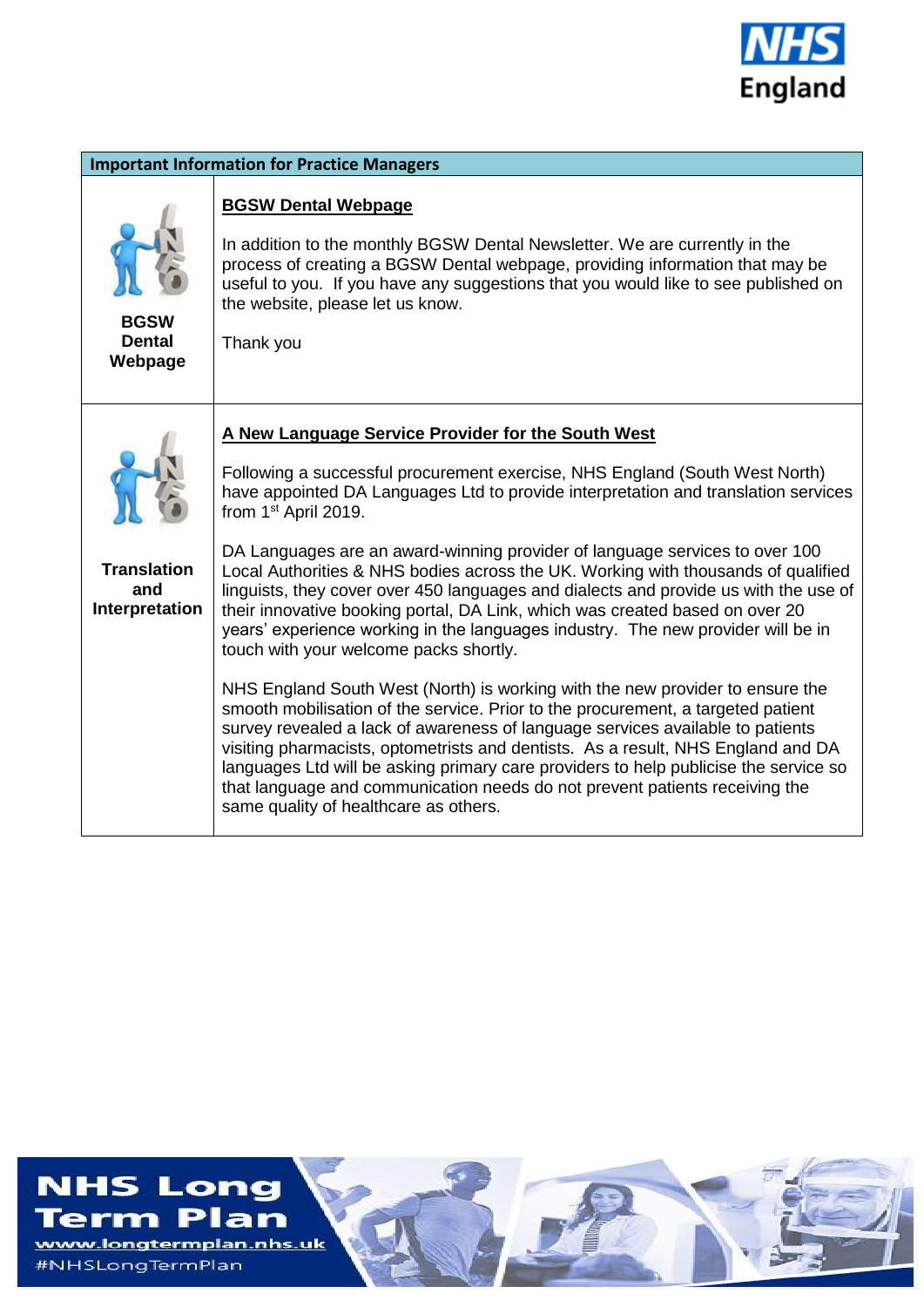## Important Information for Practice Managers

**BGSW Dental Webpage**

### BGSW Dental Webpage

In addition to the monthly BGSW Dental Newsletter. We are currently in the process of creating a BGSW Dental webpage, providing information that may be useful to you. If you have any suggestions that you would like to see published on the website, please let us know.

Thank you

**Translation and Interpretation**

### A New Language Service Provider for the South West

Following a successful procurement exercise, NHS England (South West North) have appointed DA Languages Ltd to provide interpretation and translation services from 1st April 2019.

DA Languages are an award-winning provider of language services to over 100 Local Authorities & NHS bodies across the UK. Working with thousands of qualified linguists, they cover over 450 languages and dialects and provide us with the use of their innovative booking portal, DA Link, which was created based on over 20 years' experience working in the languages industry. The new provider will be in touch with your welcome packs shortly.

NHS England South West (North) is working with the new provider to ensure the smooth mobilisation of the service. Prior to the procurement, a targeted patient survey revealed a lack of awareness of language services available to patients visiting pharmacists, optometrists and dentists. As a result, NHS England and DA languages Ltd will be asking primary care providers to help publicise the service so that language and communication needs do not prevent patients receiving the same quality of healthcare as others.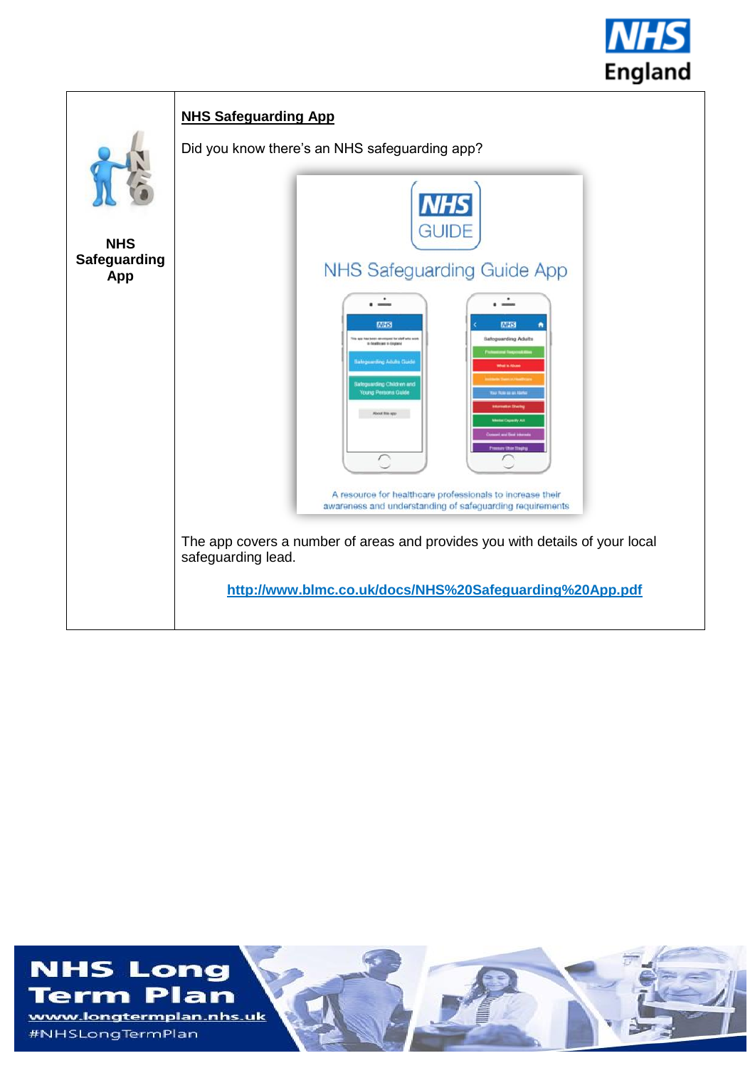| NHS Safeguarding App | **NHS Safeguarding App**<br><br>Did you know there's an NHS safeguarding app?<br><br>NHS GUIDE<br><br>NHS Safeguarding Guide App<br><br>A resource for healthcare professionals to increase their awareness and understanding of safeguarding requirements<br><br>The app covers a number of areas and provides you with details of your local safeguarding lead.<br><br>http://www.blmc.co.uk/docs/NHS%20Safeguarding%20App.pdf |
|---|---|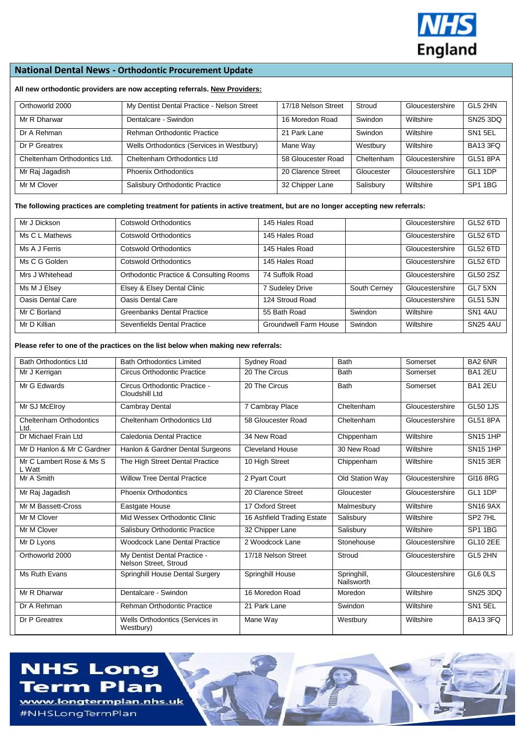## National Dental News - Orthodontic Procurement Update

**All new orthodontic providers are now accepting referrals. New Providers:**

| | | | | | |
|---|---|---|---|---|---|
| Orthoworld 2000 | My Dentist Dental Practice - Nelson Street | 17/18 Nelson Street | Stroud | Gloucestershire | GL5 2HN |
| Mr R Dharwar | Dentalcare - Swindon | 16 Moredon Road | Swindon | Wiltshire | SN25 3DQ |
| Dr A Rehman | Rehman Orthodontic Practice | 21 Park Lane | Swindon | Wiltshire | SN1 5EL |
| Dr P Greatrex | Wells Orthodontics (Services in Westbury) | Mane Way | Westbury | Wiltshire | BA13 3FQ |
| Cheltenham Orthodontics Ltd. | Cheltenham Orthodontics Ltd | 58 Gloucester Road | Cheltenham | Gloucestershire | GL51 8PA |
| Mr Raj Jagadish | Phoenix Orthodontics | 20 Clarence Street | Gloucester | Gloucestershire | GL1 1DP |
| Mr M Clover | Salisbury Orthodontic Practice | 32 Chipper Lane | Salisbury | Wiltshire | SP1 1BG |

**The following practices are completing treatment for patients in active treatment, but are no longer accepting new referrals:**

| | | | | | |
|---|---|---|---|---|---|
| Mr J Dickson | Cotswold Orthodontics | 145 Hales Road | | Gloucestershire | GL52 6TD |
| Ms C L Mathews | Cotswold Orthodontics | 145 Hales Road | | Gloucestershire | GL52 6TD |
| Ms A J Ferris | Cotswold Orthodontics | 145 Hales Road | | Gloucestershire | GL52 6TD |
| Ms C G Golden | Cotswold Orthodontics | 145 Hales Road | | Gloucestershire | GL52 6TD |
| Mrs J Whitehead | Orthodontic Practice & Consulting Rooms | 74 Suffolk Road | | Gloucestershire | GL50 2SZ |
| Ms M J Elsey | Elsey & Elsey Dental Clinic | 7 Sudeley Drive | South Cerney | Gloucestershire | GL7 5XN |
| Oasis Dental Care | Oasis Dental Care | 124 Stroud Road | | Gloucestershire | GL51 5JN |
| Mr C Borland | Greenbanks Dental Practice | 55 Bath Road | Swindon | Wiltshire | SN1 4AU |
| Mr D Killian | Sevenfields Dental Practice | Groundwell Farm House | Swindon | Wiltshire | SN25 4AU |

**Please refer to one of the practices on the list below when making new referrals:**

| | | | | | |
|---|---|---|---|---|---|
| Bath Orthodontics Ltd | Bath Orthodontics Limited | Sydney Road | Bath | Somerset | BA2 6NR |
| Mr J Kerrigan | Circus Orthodontic Practice | 20 The Circus | Bath | Somerset | BA1 2EU |
| Mr G Edwards | Circus Orthodontic Practice - Cloudshill Ltd | 20 The Circus | Bath | Somerset | BA1 2EU |
| Mr SJ McElroy | Cambray Dental | 7 Cambray Place | Cheltenham | Gloucestershire | GL50 1JS |
| Cheltenham Orthodontics Ltd. | Cheltenham Orthodontics Ltd | 58 Gloucester Road | Cheltenham | Gloucestershire | GL51 8PA |
| Dr Michael Frain Ltd | Caledonia Dental Practice | 34 New Road | Chippenham | Wiltshire | SN15 1HP |
| Mr D Hanlon & Mr C Gardner | Hanlon & Gardner Dental Surgeons | Cleveland House | 30 New Road | Wiltshire | SN15 1HP |
| Mr C Lambert Rose & Ms S L Watt | The High Street Dental Practice | 10 High Street | Chippenham | Wiltshire | SN15 3ER |
| Mr A Smith | Willow Tree Dental Practice | 2 Pyart Court | Old Station Way | Gloucestershire | Gl16 8RG |
| Mr Raj Jagadish | Phoenix Orthodontics | 20 Clarence Street | Gloucester | Gloucestershire | GL1 1DP |
| Mr M Bassett-Cross | Eastgate House | 17 Oxford Street | Malmesbury | Wiltshire | SN16 9AX |
| Mr M Clover | Mid Wessex Orthodontic Clinic | 16 Ashfield Trading Estate | Salisbury | Wiltshire | SP2 7HL |
| Mr M Clover | Salisbury Orthodontic Practice | 32 Chipper Lane | Salisbury | Wiltshire | SP1 1BG |
| Mr D Lyons | Woodcock Lane Dental Practice | 2 Woodcock Lane | Stonehouse | Gloucestershire | GL10 2EE |
| Orthoworld 2000 | My Dentist Dental Practice - Nelson Street, Stroud | 17/18 Nelson Street | Stroud | Gloucestershire | GL5 2HN |
| Ms Ruth Evans | Springhill House Dental Surgery | Springhill House | Springhill, Nailsworth | Gloucestershire | GL6 0LS |
| Mr R Dharwar | Dentalcare - Swindon | 16 Moredon Road | Moredon | Wiltshire | SN25 3DQ |
| Dr A Rehman | Rehman Orthodontic Practice | 21 Park Lane | Swindon | Wiltshire | SN1 5EL |
| Dr P Greatrex | Wells Orthodontics (Services in Westbury) | Mane Way | Westbury | Wiltshire | BA13 3FQ |

**NHS Long Term Plan**

www.longtermplan.nhs.uk

#NHSLongTermPlan